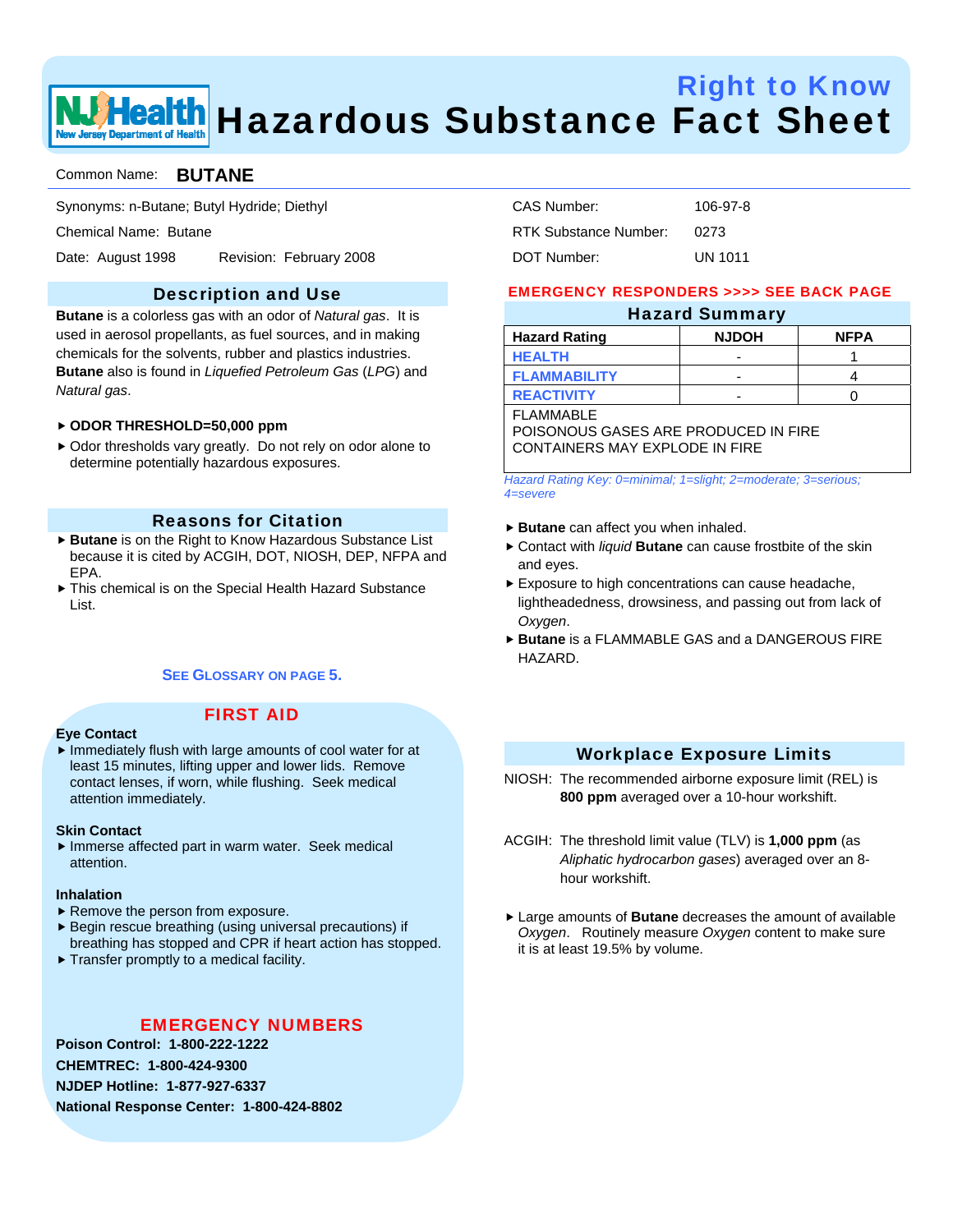# Right to Know
# Hazardous Substance Fact Sheet

Common Name: **BUTANE**

Synonyms: n-Butane; Butyl Hydride; Diethyl

Chemical Name: Butane

Date: August 1998 Revision: February 2008

CAS Number: 106-97-8

RTK Substance Number: 0273

DOT Number: UN 1011

## Description and Use

**Butane** is a colorless gas with an odor of *Natural gas*. It is used in aerosol propellants, as fuel sources, and in making chemicals for the solvents, rubber and plastics industries. **Butane** also is found in *Liquefied Petroleum Gas* (*LPG*) and *Natural gas*.

- **ODOR THRESHOLD=50,000 ppm**
- Odor thresholds vary greatly. Do not rely on odor alone to determine potentially hazardous exposures.

## Reasons for Citation

- **Butane** is on the Right to Know Hazardous Substance List because it is cited by ACGIH, DOT, NIOSH, DEP, NFPA and EPA.
- This chemical is on the Special Health Hazard Substance List.

SEE GLOSSARY ON PAGE 5.

## FIRST AID

**Eye Contact**

- Immediately flush with large amounts of cool water for at least 15 minutes, lifting upper and lower lids. Remove contact lenses, if worn, while flushing. Seek medical attention immediately.

**Skin Contact**

- Immerse affected part in warm water. Seek medical attention.

**Inhalation**

- Remove the person from exposure.
- Begin rescue breathing (using universal precautions) if breathing has stopped and CPR if heart action has stopped.
- Transfer promptly to a medical facility.

## EMERGENCY NUMBERS

**Poison Control: 1-800-222-1222**

**CHEMTREC: 1-800-424-9300**

**NJDEP Hotline: 1-877-927-6337**

**National Response Center: 1-800-424-8802**

**EMERGENCY RESPONDERS >>>> SEE BACK PAGE**

## Hazard Summary

| Hazard Rating | NJDOH | NFPA |
|---|---|---|
| HEALTH | - | 1 |
| FLAMMABILITY | - | 4 |
| REACTIVITY | - | 0 |

FLAMMABLE
POISONOUS GASES ARE PRODUCED IN FIRE
CONTAINERS MAY EXPLODE IN FIRE

*Hazard Rating Key: 0=minimal; 1=slight; 2=moderate; 3=serious; 4=severe*

- **Butane** can affect you when inhaled.
- Contact with *liquid* **Butane** can cause frostbite of the skin and eyes.
- Exposure to high concentrations can cause headache, lightheadedness, drowsiness, and passing out from lack of *Oxygen*.
- **Butane** is a FLAMMABLE GAS and a DANGEROUS FIRE HAZARD.

## Workplace Exposure Limits

NIOSH: The recommended airborne exposure limit (REL) is **800 ppm** averaged over a 10-hour workshift.

ACGIH: The threshold limit value (TLV) is **1,000 ppm** (as *Aliphatic hydrocarbon gases*) averaged over an 8-hour workshift.

- Large amounts of **Butane** decreases the amount of available *Oxygen*. Routinely measure *Oxygen* content to make sure it is at least 19.5% by volume.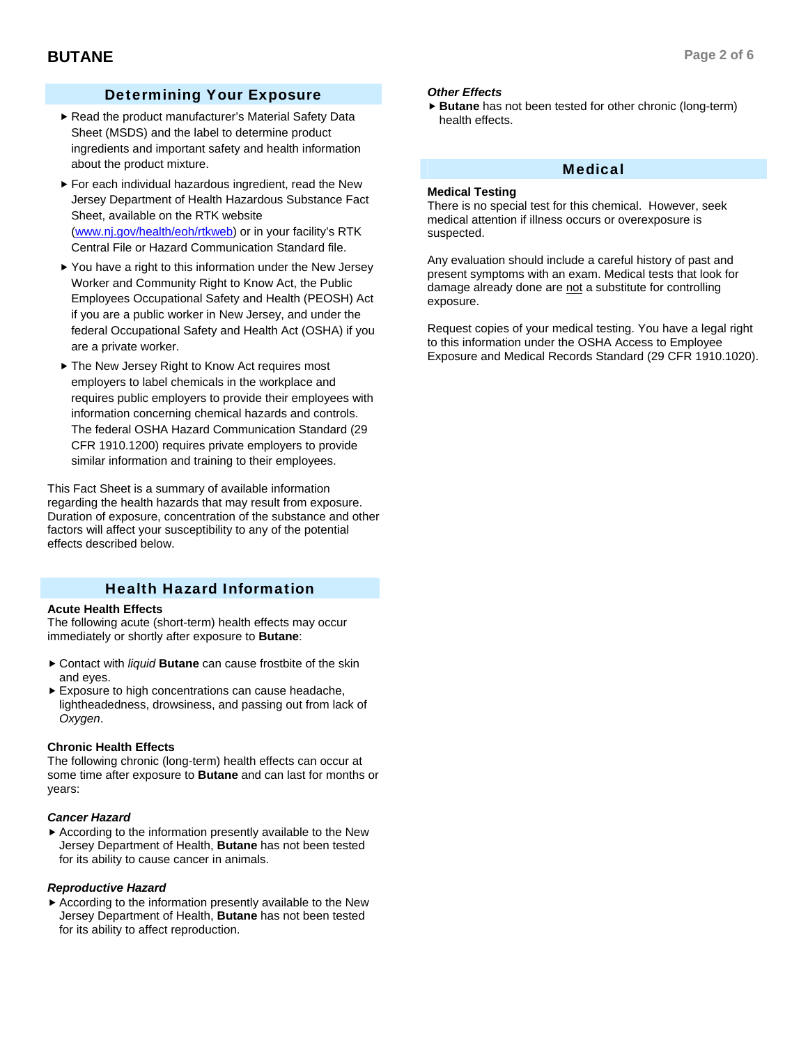## Determining Your Exposure

- Read the product manufacturer's Material Safety Data Sheet (MSDS) and the label to determine product ingredients and important safety and health information about the product mixture.
- For each individual hazardous ingredient, read the New Jersey Department of Health Hazardous Substance Fact Sheet, available on the RTK website (www.nj.gov/health/eoh/rtkweb) or in your facility's RTK Central File or Hazard Communication Standard file.
- You have a right to this information under the New Jersey Worker and Community Right to Know Act, the Public Employees Occupational Safety and Health (PEOSH) Act if you are a public worker in New Jersey, and under the federal Occupational Safety and Health Act (OSHA) if you are a private worker.
- The New Jersey Right to Know Act requires most employers to label chemicals in the workplace and requires public employers to provide their employees with information concerning chemical hazards and controls. The federal OSHA Hazard Communication Standard (29 CFR 1910.1200) requires private employers to provide similar information and training to their employees.

This Fact Sheet is a summary of available information regarding the health hazards that may result from exposure. Duration of exposure, concentration of the substance and other factors will affect your susceptibility to any of the potential effects described below.

## Health Hazard Information

**Acute Health Effects**

The following acute (short-term) health effects may occur immediately or shortly after exposure to **Butane**:

- Contact with *liquid* **Butane** can cause frostbite of the skin and eyes.
- Exposure to high concentrations can cause headache, lightheadedness, drowsiness, and passing out from lack of *Oxygen*.

**Chronic Health Effects**

The following chronic (long-term) health effects can occur at some time after exposure to **Butane** and can last for months or years:

***Cancer Hazard***

- According to the information presently available to the New Jersey Department of Health, **Butane** has not been tested for its ability to cause cancer in animals.

***Reproductive Hazard***

- According to the information presently available to the New Jersey Department of Health, **Butane** has not been tested for its ability to affect reproduction.

***Other Effects***

- **Butane** has not been tested for other chronic (long-term) health effects.

## Medical

**Medical Testing**

There is no special test for this chemical. However, seek medical attention if illness occurs or overexposure is suspected.

Any evaluation should include a careful history of past and present symptoms with an exam. Medical tests that look for damage already done are not a substitute for controlling exposure.

Request copies of your medical testing. You have a legal right to this information under the OSHA Access to Employee Exposure and Medical Records Standard (29 CFR 1910.1020).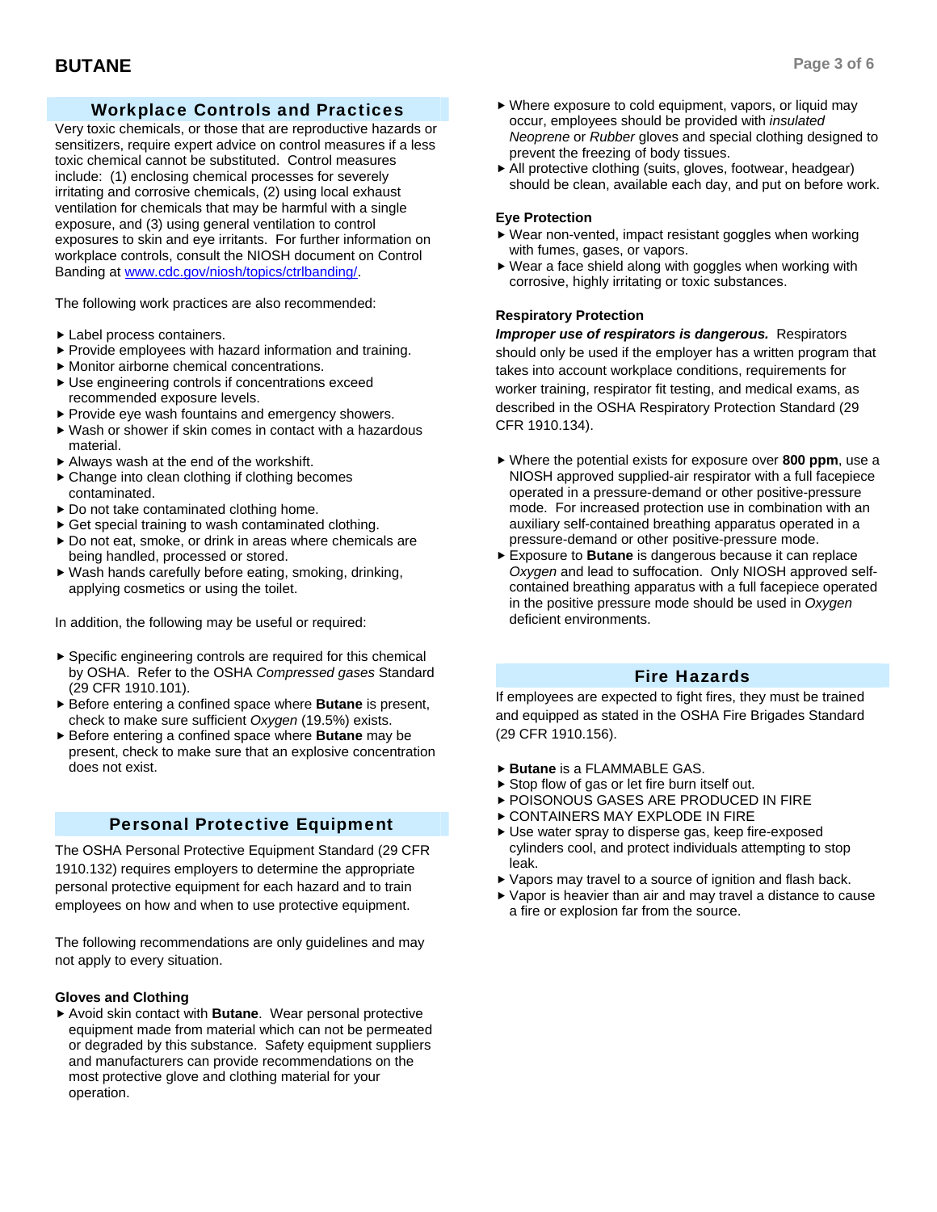## Workplace Controls and Practices

Very toxic chemicals, or those that are reproductive hazards or sensitizers, require expert advice on control measures if a less toxic chemical cannot be substituted. Control measures include: (1) enclosing chemical processes for severely irritating and corrosive chemicals, (2) using local exhaust ventilation for chemicals that may be harmful with a single exposure, and (3) using general ventilation to control exposures to skin and eye irritants. For further information on workplace controls, consult the NIOSH document on Control Banding at [www.cdc.gov/niosh/topics/ctrlbanding/](www.cdc.gov/niosh/topics/ctrlbanding/).

The following work practices are also recommended:

- Label process containers.
- Provide employees with hazard information and training.
- Monitor airborne chemical concentrations.
- Use engineering controls if concentrations exceed recommended exposure levels.
- Provide eye wash fountains and emergency showers.
- Wash or shower if skin comes in contact with a hazardous material.
- Always wash at the end of the workshift.
- Change into clean clothing if clothing becomes contaminated.
- Do not take contaminated clothing home.
- Get special training to wash contaminated clothing.
- Do not eat, smoke, or drink in areas where chemicals are being handled, processed or stored.
- Wash hands carefully before eating, smoking, drinking, applying cosmetics or using the toilet.

In addition, the following may be useful or required:

- Specific engineering controls are required for this chemical by OSHA. Refer to the OSHA *Compressed gases* Standard (29 CFR 1910.101).
- Before entering a confined space where **Butane** is present, check to make sure sufficient *Oxygen* (19.5%) exists.
- Before entering a confined space where **Butane** may be present, check to make sure that an explosive concentration does not exist.

## Personal Protective Equipment

The OSHA Personal Protective Equipment Standard (29 CFR 1910.132) requires employers to determine the appropriate personal protective equipment for each hazard and to train employees on how and when to use protective equipment.

The following recommendations are only guidelines and may not apply to every situation.

### Gloves and Clothing

- Avoid skin contact with **Butane**. Wear personal protective equipment made from material which can not be permeated or degraded by this substance. Safety equipment suppliers and manufacturers can provide recommendations on the most protective glove and clothing material for your operation.
- Where exposure to cold equipment, vapors, or liquid may occur, employees should be provided with *insulated Neoprene* or *Rubber* gloves and special clothing designed to prevent the freezing of body tissues.
- All protective clothing (suits, gloves, footwear, headgear) should be clean, available each day, and put on before work.

### Eye Protection

- Wear non-vented, impact resistant goggles when working with fumes, gases, or vapors.
- Wear a face shield along with goggles when working with corrosive, highly irritating or toxic substances.

### Respiratory Protection

***Improper use of respirators is dangerous.*** Respirators should only be used if the employer has a written program that takes into account workplace conditions, requirements for worker training, respirator fit testing, and medical exams, as described in the OSHA Respiratory Protection Standard (29 CFR 1910.134).

- Where the potential exists for exposure over **800 ppm**, use a NIOSH approved supplied-air respirator with a full facepiece operated in a pressure-demand or other positive-pressure mode. For increased protection use in combination with an auxiliary self-contained breathing apparatus operated in a pressure-demand or other positive-pressure mode.
- Exposure to **Butane** is dangerous because it can replace *Oxygen* and lead to suffocation. Only NIOSH approved self-contained breathing apparatus with a full facepiece operated in the positive pressure mode should be used in *Oxygen* deficient environments.

## Fire Hazards

If employees are expected to fight fires, they must be trained and equipped as stated in the OSHA Fire Brigades Standard (29 CFR 1910.156).

- **Butane** is a FLAMMABLE GAS.
- Stop flow of gas or let fire burn itself out.
- POISONOUS GASES ARE PRODUCED IN FIRE
- CONTAINERS MAY EXPLODE IN FIRE
- Use water spray to disperse gas, keep fire-exposed cylinders cool, and protect individuals attempting to stop leak.
- Vapors may travel to a source of ignition and flash back.
- Vapor is heavier than air and may travel a distance to cause a fire or explosion far from the source.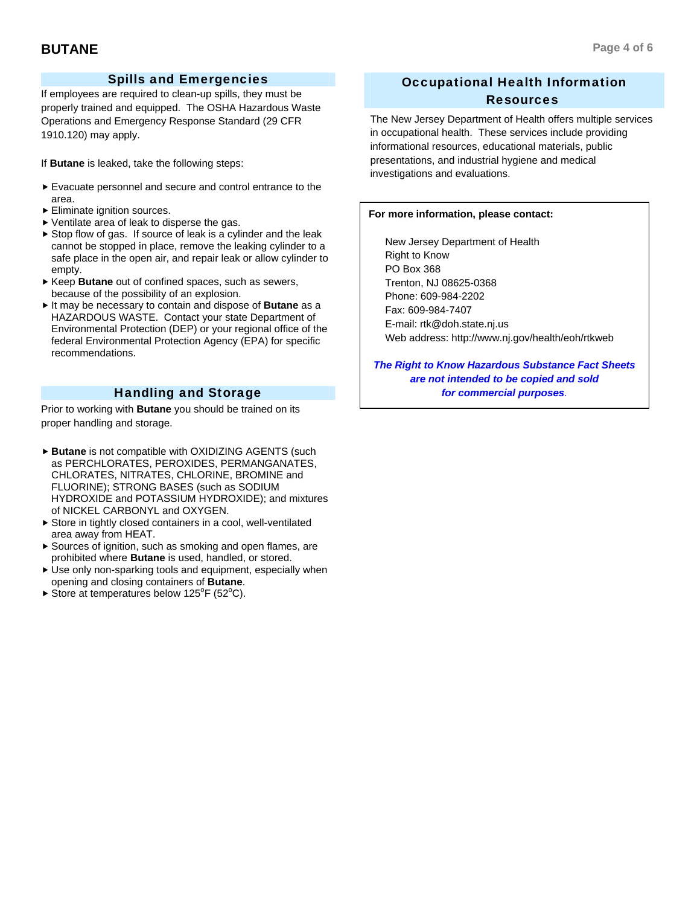## Spills and Emergencies

If employees are required to clean-up spills, they must be properly trained and equipped. The OSHA Hazardous Waste Operations and Emergency Response Standard (29 CFR 1910.120) may apply.

If **Butane** is leaked, take the following steps:

- Evacuate personnel and secure and control entrance to the area.
- Eliminate ignition sources.
- Ventilate area of leak to disperse the gas.
- Stop flow of gas. If source of leak is a cylinder and the leak cannot be stopped in place, remove the leaking cylinder to a safe place in the open air, and repair leak or allow cylinder to empty.
- Keep **Butane** out of confined spaces, such as sewers, because of the possibility of an explosion.
- It may be necessary to contain and dispose of **Butane** as a HAZARDOUS WASTE. Contact your state Department of Environmental Protection (DEP) or your regional office of the federal Environmental Protection Agency (EPA) for specific recommendations.

## Handling and Storage

Prior to working with **Butane** you should be trained on its proper handling and storage.

- **Butane** is not compatible with OXIDIZING AGENTS (such as PERCHLORATES, PEROXIDES, PERMANGANATES, CHLORATES, NITRATES, CHLORINE, BROMINE and FLUORINE); STRONG BASES (such as SODIUM HYDROXIDE and POTASSIUM HYDROXIDE); and mixtures of NICKEL CARBONYL and OXYGEN.
- Store in tightly closed containers in a cool, well-ventilated area away from HEAT.
- Sources of ignition, such as smoking and open flames, are prohibited where **Butane** is used, handled, or stored.
- Use only non-sparking tools and equipment, especially when opening and closing containers of **Butane**.
- Store at temperatures below 125°F (52°C).

## Occupational Health Information Resources

The New Jersey Department of Health offers multiple services in occupational health. These services include providing informational resources, educational materials, public presentations, and industrial hygiene and medical investigations and evaluations.

**For more information, please contact:**

New Jersey Department of Health
Right to Know
PO Box 368
Trenton, NJ 08625-0368
Phone: 609-984-2202
Fax: 609-984-7407
E-mail: rtk@doh.state.nj.us
Web address: http://www.nj.gov/health/eoh/rtkweb

***The Right to Know Hazardous Substance Fact Sheets are not intended to be copied and sold for commercial purposes.***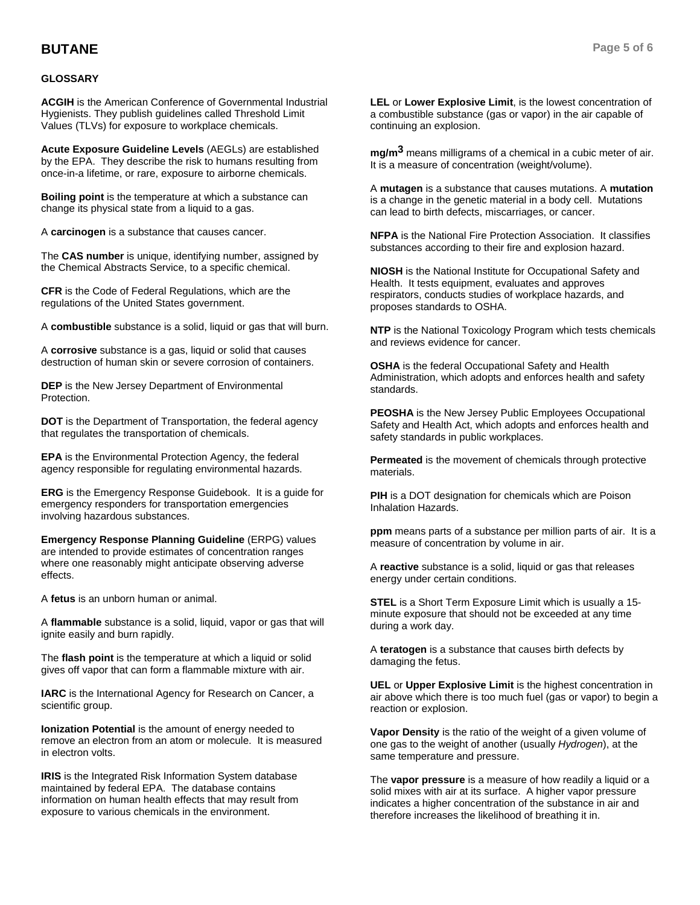**GLOSSARY**

**ACGIH** is the American Conference of Governmental Industrial Hygienists. They publish guidelines called Threshold Limit Values (TLVs) for exposure to workplace chemicals.

**Acute Exposure Guideline Levels** (AEGLs) are established by the EPA. They describe the risk to humans resulting from once-in-a lifetime, or rare, exposure to airborne chemicals.

**Boiling point** is the temperature at which a substance can change its physical state from a liquid to a gas.

A **carcinogen** is a substance that causes cancer.

The **CAS number** is unique, identifying number, assigned by the Chemical Abstracts Service, to a specific chemical.

**CFR** is the Code of Federal Regulations, which are the regulations of the United States government.

A **combustible** substance is a solid, liquid or gas that will burn.

A **corrosive** substance is a gas, liquid or solid that causes destruction of human skin or severe corrosion of containers.

**DEP** is the New Jersey Department of Environmental Protection.

**DOT** is the Department of Transportation, the federal agency that regulates the transportation of chemicals.

**EPA** is the Environmental Protection Agency, the federal agency responsible for regulating environmental hazards.

**ERG** is the Emergency Response Guidebook. It is a guide for emergency responders for transportation emergencies involving hazardous substances.

**Emergency Response Planning Guideline** (ERPG) values are intended to provide estimates of concentration ranges where one reasonably might anticipate observing adverse effects.

A **fetus** is an unborn human or animal.

A **flammable** substance is a solid, liquid, vapor or gas that will ignite easily and burn rapidly.

The **flash point** is the temperature at which a liquid or solid gives off vapor that can form a flammable mixture with air.

**IARC** is the International Agency for Research on Cancer, a scientific group.

**Ionization Potential** is the amount of energy needed to remove an electron from an atom or molecule. It is measured in electron volts.

**IRIS** is the Integrated Risk Information System database maintained by federal EPA. The database contains information on human health effects that may result from exposure to various chemicals in the environment.

**LEL** or **Lower Explosive Limit**, is the lowest concentration of a combustible substance (gas or vapor) in the air capable of continuing an explosion.

**mg/m$^3$** means milligrams of a chemical in a cubic meter of air. It is a measure of concentration (weight/volume).

A **mutagen** is a substance that causes mutations. A **mutation** is a change in the genetic material in a body cell. Mutations can lead to birth defects, miscarriages, or cancer.

**NFPA** is the National Fire Protection Association. It classifies substances according to their fire and explosion hazard.

**NIOSH** is the National Institute for Occupational Safety and Health. It tests equipment, evaluates and approves respirators, conducts studies of workplace hazards, and proposes standards to OSHA.

**NTP** is the National Toxicology Program which tests chemicals and reviews evidence for cancer.

**OSHA** is the federal Occupational Safety and Health Administration, which adopts and enforces health and safety standards.

**PEOSHA** is the New Jersey Public Employees Occupational Safety and Health Act, which adopts and enforces health and safety standards in public workplaces.

**Permeated** is the movement of chemicals through protective materials.

**PIH** is a DOT designation for chemicals which are Poison Inhalation Hazards.

**ppm** means parts of a substance per million parts of air. It is a measure of concentration by volume in air.

A **reactive** substance is a solid, liquid or gas that releases energy under certain conditions.

**STEL** is a Short Term Exposure Limit which is usually a 15-minute exposure that should not be exceeded at any time during a work day.

A **teratogen** is a substance that causes birth defects by damaging the fetus.

**UEL** or **Upper Explosive Limit** is the highest concentration in air above which there is too much fuel (gas or vapor) to begin a reaction or explosion.

**Vapor Density** is the ratio of the weight of a given volume of one gas to the weight of another (usually *Hydrogen*), at the same temperature and pressure.

The **vapor pressure** is a measure of how readily a liquid or a solid mixes with air at its surface. A higher vapor pressure indicates a higher concentration of the substance in air and therefore increases the likelihood of breathing it in.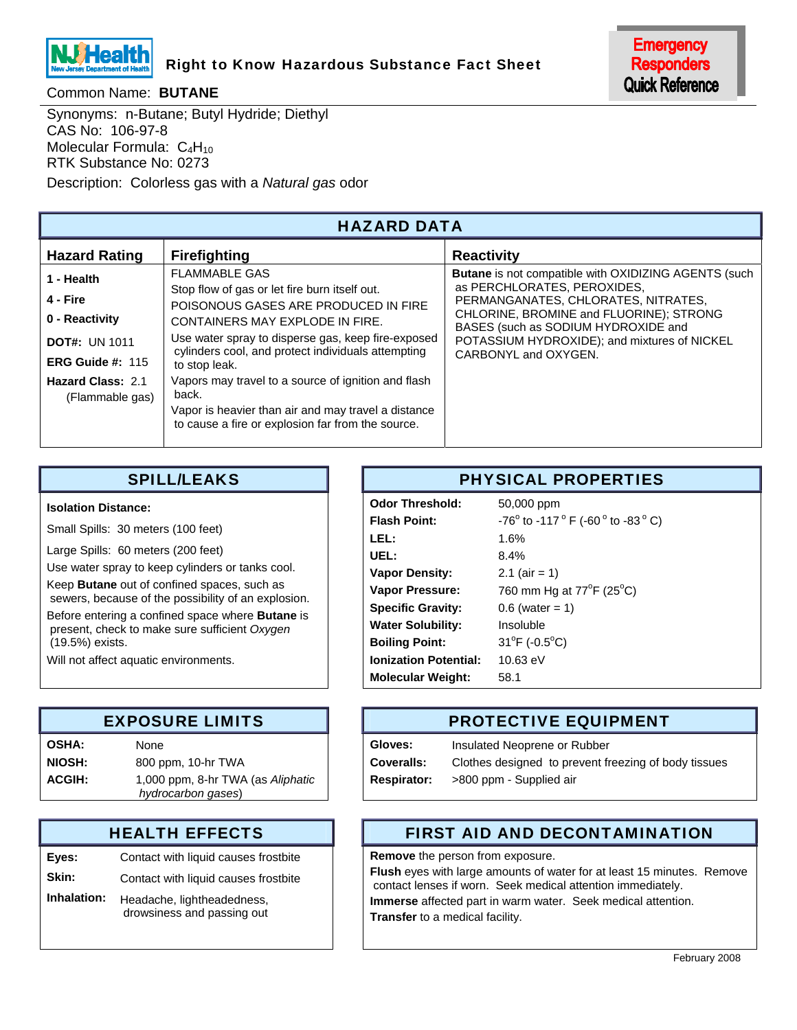NJHealth New Jersey Department of Health **Right to Know Hazardous Substance Fact Sheet**

**Emergency Responders Quick Reference**

Common Name: **BUTANE**

Synonyms: n-Butane; Butyl Hydride; Diethyl
CAS No: 106-97-8
Molecular Formula: $C_4H_{10}$
RTK Substance No: 0273

Description: Colorless gas with a *Natural gas* odor

## HAZARD DATA

| Hazard Rating | Firefighting | Reactivity |
|---|---|---|
| **1 - Health**<br>**4 - Fire**<br>**0 - Reactivity**<br>**DOT#:** UN 1011<br>**ERG Guide #:** 115<br>**Hazard Class:** 2.1 (Flammable gas) | FLAMMABLE GAS<br>Stop flow of gas or let fire burn itself out.<br>POISONOUS GASES ARE PRODUCED IN FIRE<br>CONTAINERS MAY EXPLODE IN FIRE.<br>Use water spray to disperse gas, keep fire-exposed cylinders cool, and protect individuals attempting to stop leak.<br>Vapors may travel to a source of ignition and flash back.<br>Vapor is heavier than air and may travel a distance to cause a fire or explosion far from the source. | **Butane** is not compatible with OXIDIZING AGENTS (such as PERCHLORATES, PEROXIDES, PERMANGANATES, CHLORATES, NITRATES, CHLORINE, BROMINE and FLUORINE); STRONG BASES (such as SODIUM HYDROXIDE and POTASSIUM HYDROXIDE); and mixtures of NICKEL CARBONYL and OXYGEN. |

## SPILL/LEAKS

**Isolation Distance:**

Small Spills: 30 meters (100 feet)

Large Spills: 60 meters (200 feet)

Use water spray to keep cylinders or tanks cool.

Keep **Butane** out of confined spaces, such as sewers, because of the possibility of an explosion.

Before entering a confined space where **Butane** is present, check to make sure sufficient *Oxygen* (19.5%) exists.

Will not affect aquatic environments.

## PHYSICAL PROPERTIES

| | |
|---|---|
| **Odor Threshold:** | 50,000 ppm |
| **Flash Point:** | -76° to -117° F (-60° to -83° C) |
| **LEL:** | 1.6% |
| **UEL:** | 8.4% |
| **Vapor Density:** | 2.1 (air = 1) |
| **Vapor Pressure:** | 760 mm Hg at 77°F (25°C) |
| **Specific Gravity:** | 0.6 (water = 1) |
| **Water Solubility:** | Insoluble |
| **Boiling Point:** | 31°F (-0.5°C) |
| **Ionization Potential:** | 10.63 eV |
| **Molecular Weight:** | 58.1 |

## EXPOSURE LIMITS

| | |
|---|---|
| **OSHA:** | None |
| **NIOSH:** | 800 ppm, 10-hr TWA |
| **ACGIH:** | 1,000 ppm, 8-hr TWA (as *Aliphatic hydrocarbon gases*) |

## PROTECTIVE EQUIPMENT

| | |
|---|---|
| **Gloves:** | Insulated Neoprene or Rubber |
| **Coveralls:** | Clothes designed to prevent freezing of body tissues |
| **Respirator:** | >800 ppm - Supplied air |

## HEALTH EFFECTS

| | |
|---|---|
| **Eyes:** | Contact with liquid causes frostbite |
| **Skin:** | Contact with liquid causes frostbite |
| **Inhalation:** | Headache, lightheadedness, drowsiness and passing out |

## FIRST AID AND DECONTAMINATION

**Remove** the person from exposure.

**Flush** eyes with large amounts of water for at least 15 minutes. Remove contact lenses if worn. Seek medical attention immediately.

**Immerse** affected part in warm water. Seek medical attention.

**Transfer** to a medical facility.

February 2008